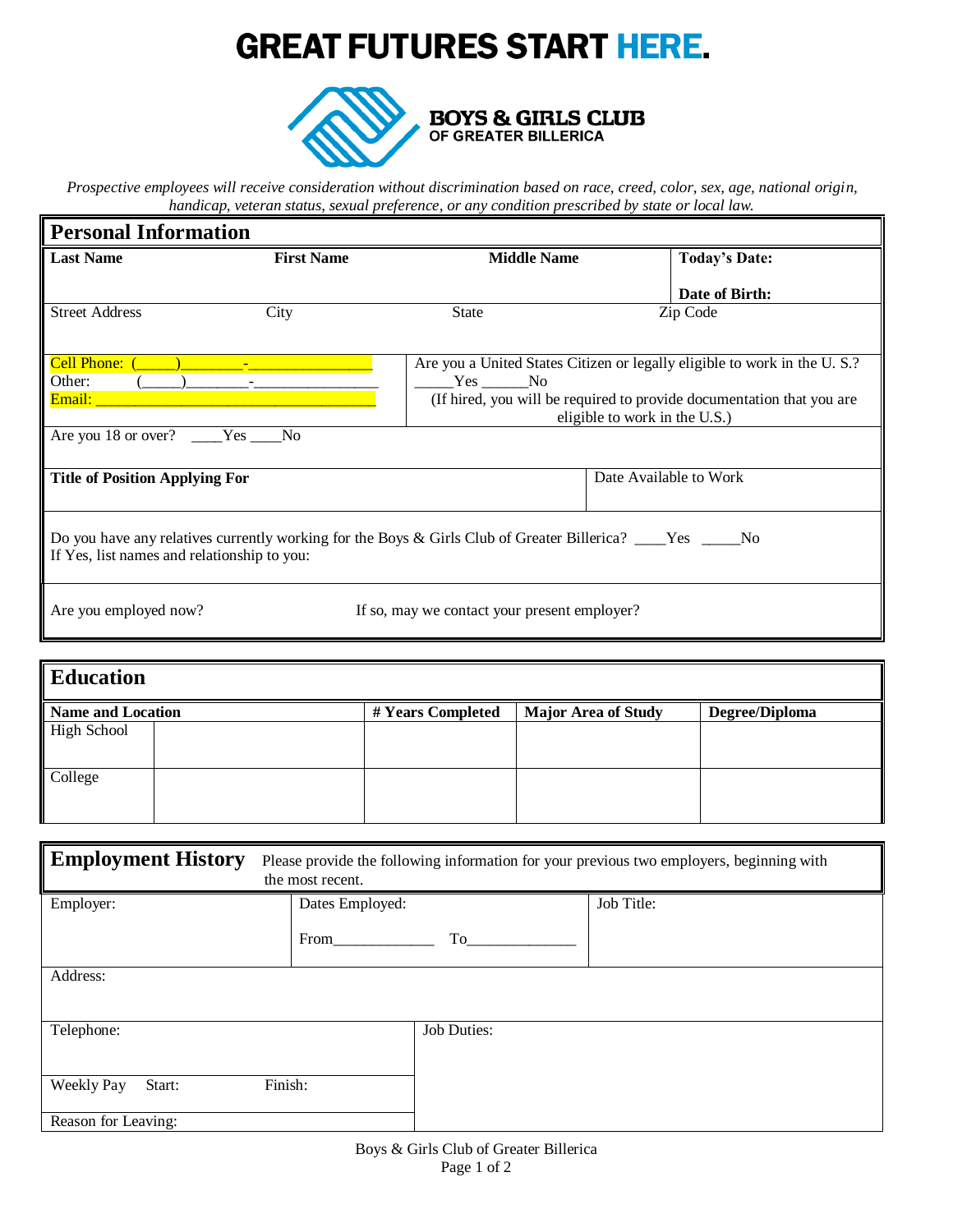# GREAT FUTURES START HERE.

**BOYS & GIRLS CLUB**
**OF GREATER BILLERICA**

*Prospective employees will receive consideration without discrimination based on race, creed, color, sex, age, national origin, handicap, veteran status, sexual preference, or any condition prescribed by state or local law.*

## Personal Information

| **Last Name** | **First Name** | **Middle Name** | **Today's Date:** |
|---|---|---|---|
| | | | **Date of Birth:** |
| Street Address | City | State | Zip Code |

Cell Phone: (\_\_\_\_\_)\_\_\_\_\_\_\_\_-\_\_\_\_\_\_\_\_\_\_\_\_\_\_\_\_
Other: (\_\_\_\_\_)\_\_\_\_\_\_\_\_-\_\_\_\_\_\_\_\_\_\_\_\_\_\_\_\_
Email: \_\_\_\_\_\_\_\_\_\_\_\_\_\_\_\_\_\_\_\_\_\_\_\_\_\_\_\_\_\_\_\_\_\_\_\_\_\_\_\_

Are you a United States Citizen or legally eligible to work in the U. S.? \_\_\_\_\_Yes \_\_\_\_\_\_No
(If hired, you will be required to provide documentation that you are eligible to work in the U.S.)

Are you 18 or over? \_\_\_\_Yes \_\_\_\_No

| **Title of Position Applying For** | Date Available to Work |
|---|---|
| | |

Do you have any relatives currently working for the Boys & Girls Club of Greater Billerica? \_\_\_\_Yes \_\_\_\_\_No
If Yes, list names and relationship to you:

Are you employed now? If so, may we contact your present employer?

## Education

| **Name and Location** | | **# Years Completed** | **Major Area of Study** | **Degree/Diploma** |
|---|---|---|---|---|
| High School | | | | |
| College | | | | |

## Employment History

Please provide the following information for your previous two employers, beginning with the most recent.

| Employer: | Dates Employed: From\_\_\_\_\_\_\_\_\_\_\_\_\_ To\_\_\_\_\_\_\_\_\_\_\_\_\_\_ | Job Title: |
|---|---|---|
| Address: | | |
| Telephone: | Job Duties: | |
| Weekly Pay Start: Finish: | | |
| Reason for Leaving: | | |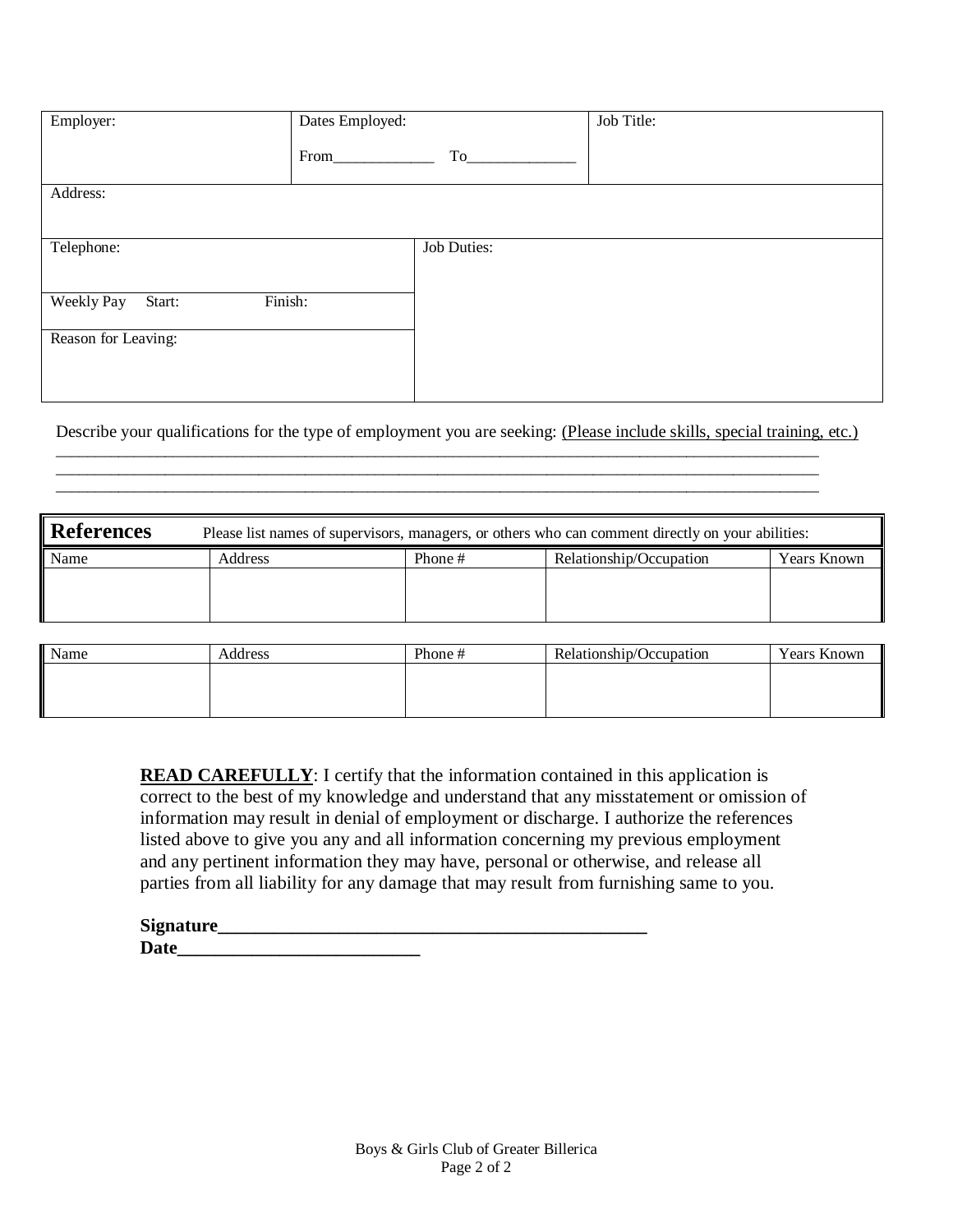| Employer: | Dates Employed: From\_\_\_\_\_\_\_\_\_\_\_\_\_ To\_\_\_\_\_\_\_\_\_\_\_\_\_\_ | Job Title: |
|---|---|---|
| Address: | | |
| Telephone: | Job Duties: | |
| Weekly Pay Start: Finish: | | |
| Reason for Leaving: | | |

Describe your qualifications for the type of employment you are seeking: <u>(Please include skills, special training, etc.)</u>

\_\_\_\_\_\_\_\_\_\_\_\_\_\_\_\_\_\_\_\_\_\_\_\_\_\_\_\_\_\_\_\_\_\_\_\_\_\_\_\_\_\_\_\_\_\_\_\_\_\_\_\_\_\_\_\_\_\_\_\_\_\_\_\_\_\_\_\_\_\_\_\_\_\_\_\_\_\_\_\_\_\_\_\_\_\_\_\_\_\_\_\_\_\_\_\_\_\_
\_\_\_\_\_\_\_\_\_\_\_\_\_\_\_\_\_\_\_\_\_\_\_\_\_\_\_\_\_\_\_\_\_\_\_\_\_\_\_\_\_\_\_\_\_\_\_\_\_\_\_\_\_\_\_\_\_\_\_\_\_\_\_\_\_\_\_\_\_\_\_\_\_\_\_\_\_\_\_\_\_\_\_\_\_\_\_\_\_\_\_\_\_\_\_\_\_\_
\_\_\_\_\_\_\_\_\_\_\_\_\_\_\_\_\_\_\_\_\_\_\_\_\_\_\_\_\_\_\_\_\_\_\_\_\_\_\_\_\_\_\_\_\_\_\_\_\_\_\_\_\_\_\_\_\_\_\_\_\_\_\_\_\_\_\_\_\_\_\_\_\_\_\_\_\_\_\_\_\_\_\_\_\_\_\_\_\_\_\_\_\_\_\_\_\_\_

## References

Please list names of supervisors, managers, or others who can comment directly on your abilities:

| Name | Address | Phone # | Relationship/Occupation | Years Known |
|---|---|---|---|---|
| | | | | |

| Name | Address | Phone # | Relationship/Occupation | Years Known |
|---|---|---|---|---|
| | | | | |

**<u>READ CAREFULLY</u>**: I certify that the information contained in this application is correct to the best of my knowledge and understand that any misstatement or omission of information may result in denial of employment or discharge. I authorize the references listed above to give you any and all information concerning my previous employment and any pertinent information they may have, personal or otherwise, and release all parties from all liability for any damage that may result from furnishing same to you.

**Signature\_\_\_\_\_\_\_\_\_\_\_\_\_\_\_\_\_\_\_\_\_\_\_\_\_\_\_\_\_\_\_\_\_\_\_\_\_\_\_\_\_\_\_\_\_\_\_**
**Date\_\_\_\_\_\_\_\_\_\_\_\_\_\_\_\_\_\_\_\_\_\_\_\_\_\_**

Boys & Girls Club of Greater Billerica